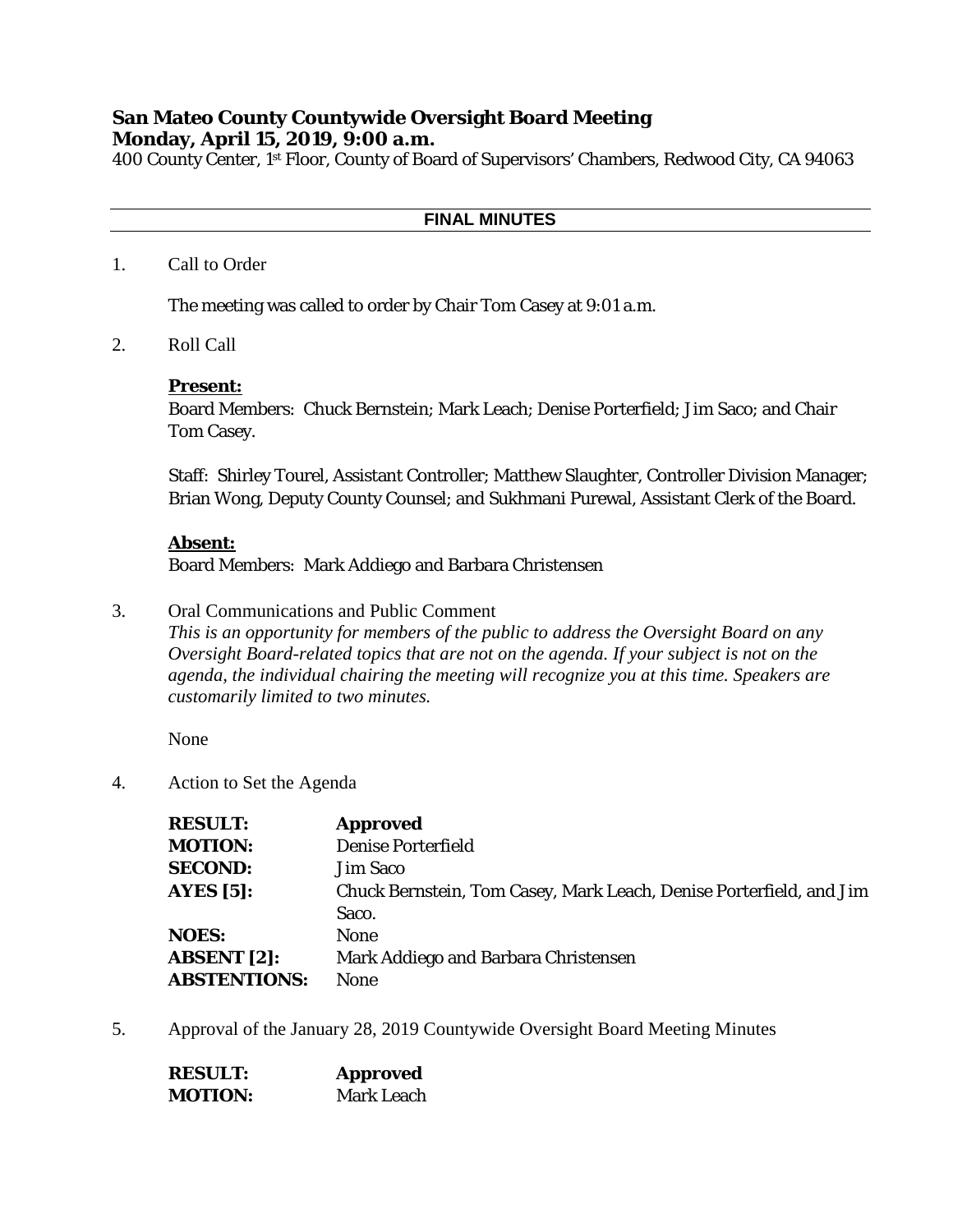# San Mateo County Countywide Oversight Board Meeting
## Monday, April 15, 2019, 9:00 a.m.

400 County Center, 1st Floor, County of Board of Supervisors' Chambers, Redwood City, CA 94063

---

**FINAL MINUTES**

---

1. Call to Order

   The meeting was called to order by Chair Tom Casey at 9:01 a.m.

2. Roll Call

   **Present:**
   Board Members: Chuck Bernstein; Mark Leach; Denise Porterfield; Jim Saco; and Chair Tom Casey.

   Staff: Shirley Tourel, Assistant Controller; Matthew Slaughter, Controller Division Manager; Brian Wong, Deputy County Counsel; and Sukhmani Purewal, Assistant Clerk of the Board.

   **Absent:**
   Board Members: Mark Addiego and Barbara Christensen

3. Oral Communications and Public Comment
   *This is an opportunity for members of the public to address the Oversight Board on any Oversight Board-related topics that are not on the agenda. If your subject is not on the agenda, the individual chairing the meeting will recognize you at this time. Speakers are customarily limited to two minutes.*

   None

4. Action to Set the Agenda

| | |
|---|---|
| **RESULT:** | **Approved** |
| **MOTION:** | Denise Porterfield |
| **SECOND:** | Jim Saco |
| **AYES [5]:** | Chuck Bernstein, Tom Casey, Mark Leach, Denise Porterfield, and Jim Saco. |
| **NOES:** | None |
| **ABSENT [2]:** | Mark Addiego and Barbara Christensen |
| **ABSTENTIONS:** | None |

5. Approval of the January 28, 2019 Countywide Oversight Board Meeting Minutes

| | |
|---|---|
| **RESULT:** | **Approved** |
| **MOTION:** | Mark Leach |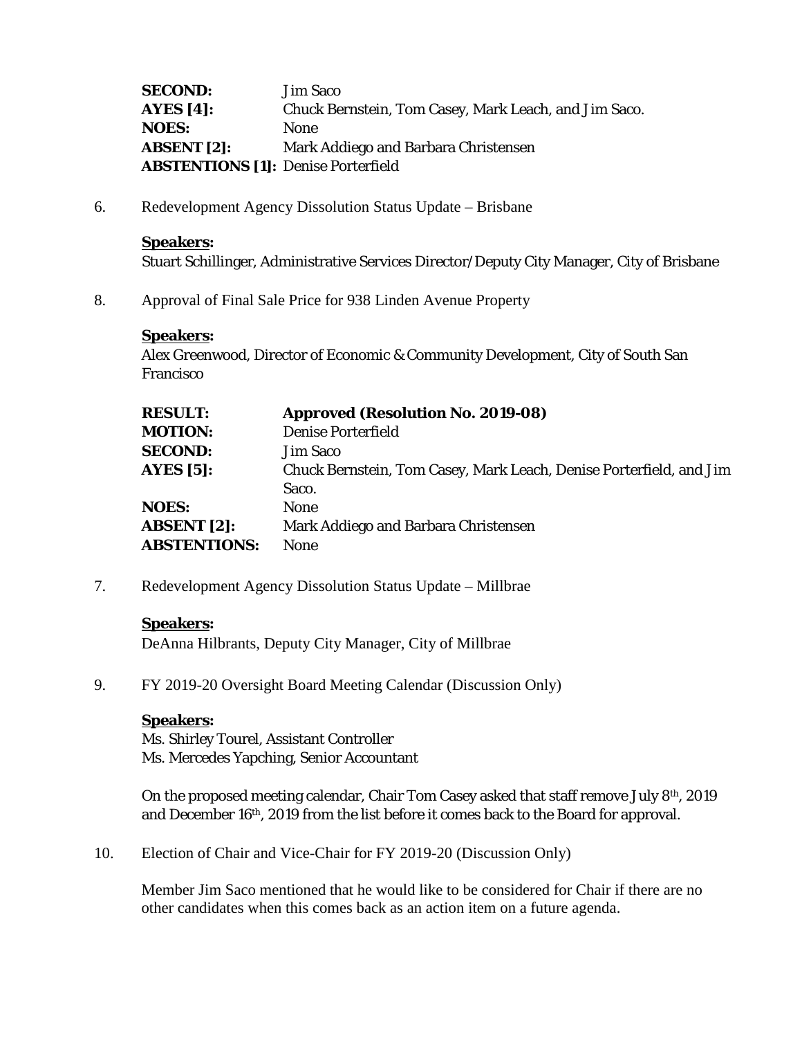| | |
|---|---|
| **SECOND:** | Jim Saco |
| **AYES [4]:** | Chuck Bernstein, Tom Casey, Mark Leach, and Jim Saco. |
| **NOES:** | None |
| **ABSENT [2]:** | Mark Addiego and Barbara Christensen |
| **ABSTENTIONS [1]:** | Denise Porterfield |

6. Redevelopment Agency Dissolution Status Update – Brisbane

**Speakers:**
Stuart Schillinger, Administrative Services Director/Deputy City Manager, City of Brisbane

8. Approval of Final Sale Price for 938 Linden Avenue Property

**Speakers:**
Alex Greenwood, Director of Economic & Community Development, City of South San Francisco

| | |
|---|---|
| **RESULT:** | **Approved (Resolution No. 2019-08)** |
| **MOTION:** | Denise Porterfield |
| **SECOND:** | Jim Saco |
| **AYES [5]:** | Chuck Bernstein, Tom Casey, Mark Leach, Denise Porterfield, and Jim Saco. |
| **NOES:** | None |
| **ABSENT [2]:** | Mark Addiego and Barbara Christensen |
| **ABSTENTIONS:** | None |

7. Redevelopment Agency Dissolution Status Update – Millbrae

**Speakers:**
DeAnna Hilbrants, Deputy City Manager, City of Millbrae

9. FY 2019-20 Oversight Board Meeting Calendar (Discussion Only)

**Speakers:**
Ms. Shirley Tourel, Assistant Controller
Ms. Mercedes Yapching, Senior Accountant

On the proposed meeting calendar, Chair Tom Casey asked that staff remove July 8th, 2019 and December 16th, 2019 from the list before it comes back to the Board for approval.

10. Election of Chair and Vice-Chair for FY 2019-20 (Discussion Only)

Member Jim Saco mentioned that he would like to be considered for Chair if there are no other candidates when this comes back as an action item on a future agenda.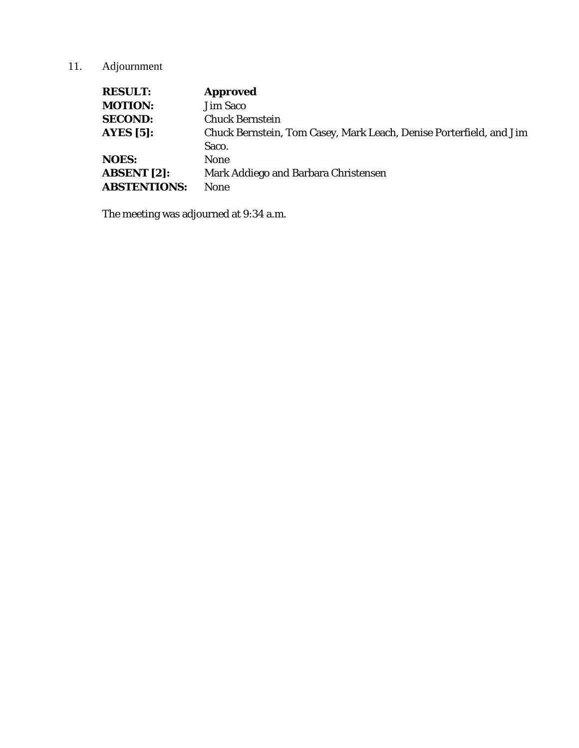11. Adjournment

| | |
|---|---|
| **RESULT:** | **Approved** |
| **MOTION:** | Jim Saco |
| **SECOND:** | Chuck Bernstein |
| **AYES [5]:** | Chuck Bernstein, Tom Casey, Mark Leach, Denise Porterfield, and Jim Saco. |
| **NOES:** | None |
| **ABSENT [2]:** | Mark Addiego and Barbara Christensen |
| **ABSTENTIONS:** | None |

The meeting was adjourned at 9:34 a.m.